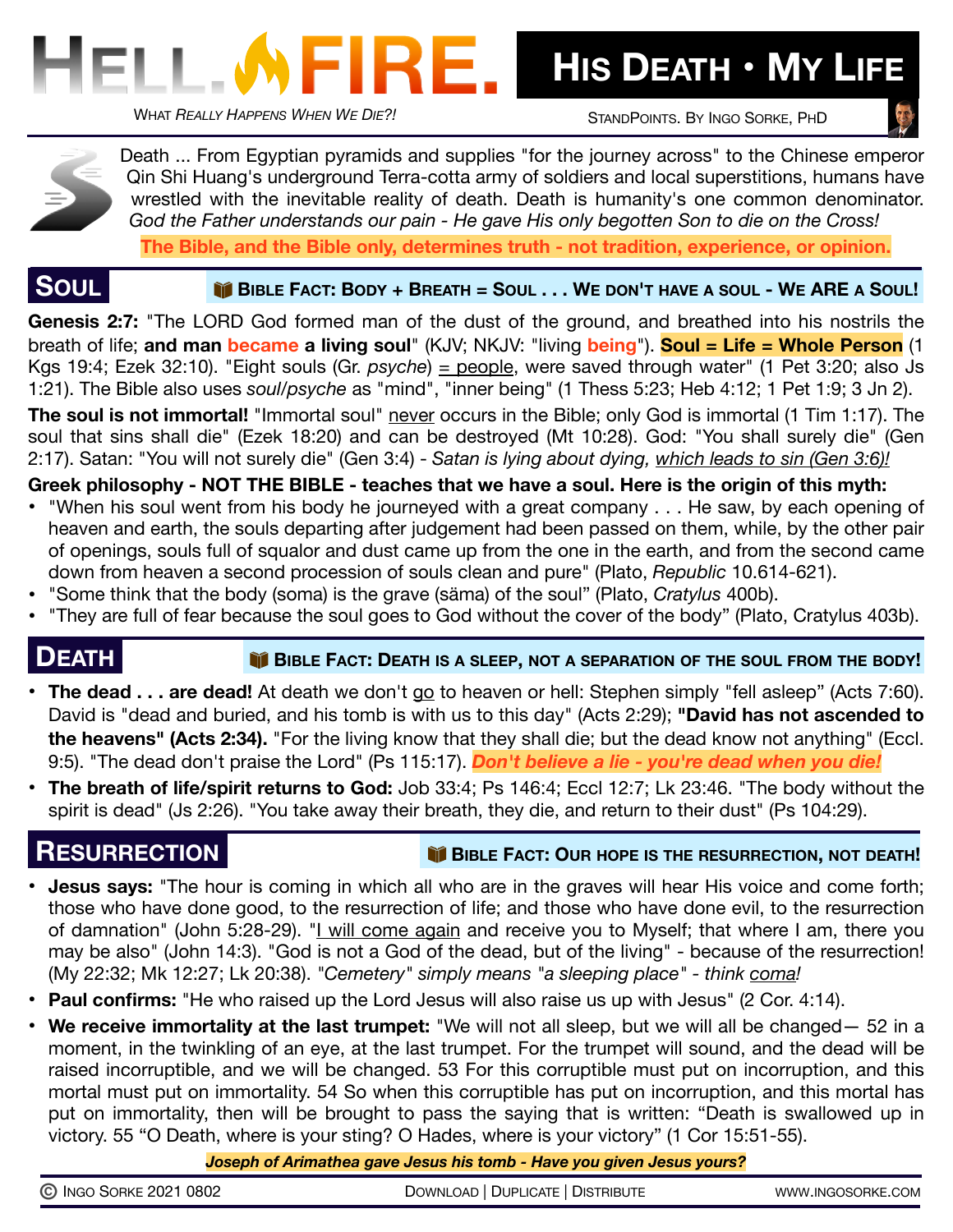# HELL.FIRE.

*WHAT REALLY HAPPENS WHEN WE DIE?!*

# HIS DEATH • MY LIFE

STANDPOINTS. BY INGO SORKE, PHD

Death ... From Egyptian pyramids and supplies "for the journey across" to the Chinese emperor Qin Shi Huang's underground Terra-cotta army of soldiers and local superstitions, humans have wrestled with the inevitable reality of death. Death is humanity's one common denominator. *God the Father understands our pain - He gave His only begotten Son to die on the Cross!*

**The Bible, and the Bible only, determines truth - not tradition, experience, or opinion.**

## SOUL

**BIBLE FACT: BODY + BREATH = SOUL . . . WE DON'T HAVE A SOUL - WE ARE A SOUL!**

**Genesis 2:7:** "The LORD God formed man of the dust of the ground, and breathed into his nostrils the breath of life; **and man became a living soul**" (KJV; NKJV: "living **being**"). **Soul = Life = Whole Person** (1 Kgs 19:4; Ezek 32:10). "Eight souls (Gr. *psyche*) = people, were saved through water" (1 Pet 3:20; also Js 1:21). The Bible also uses *soul/psyche* as "mind", "inner being" (1 Thess 5:23; Heb 4:12; 1 Pet 1:9; 3 Jn 2).

**The soul is not immortal!** "Immortal soul" never occurs in the Bible; only God is immortal (1 Tim 1:17). The soul that sins shall die" (Ezek 18:20) and can be destroyed (Mt 10:28). God: "You shall surely die" (Gen 2:17). Satan: "You will not surely die" (Gen 3:4) - *Satan is lying about dying, which leads to sin (Gen 3:6)!*

**Greek philosophy - NOT THE BIBLE - teaches that we have a soul. Here is the origin of this myth:**

- "When his soul went from his body he journeyed with a great company . . . He saw, by each opening of heaven and earth, the souls departing after judgement had been passed on them, while, by the other pair of openings, souls full of squalor and dust came up from the one in the earth, and from the second came down from heaven a second procession of souls clean and pure" (Plato, *Republic* 10.614-621).
- "Some think that the body (soma) is the grave (säma) of the soul" (Plato, *Cratylus* 400b).
- "They are full of fear because the soul goes to God without the cover of the body" (Plato, Cratylus 403b).

## DEATH

**BIBLE FACT: DEATH IS A SLEEP, NOT A SEPARATION OF THE SOUL FROM THE BODY!**

- **The dead . . . are dead!** At death we don't go to heaven or hell: Stephen simply "fell asleep" (Acts 7:60). David is "dead and buried, and his tomb is with us to this day" (Acts 2:29); **"David has not ascended to the heavens" (Acts 2:34).** "For the living know that they shall die; but the dead know not anything" (Eccl. 9:5). "The dead don't praise the Lord" (Ps 115:17). ***Don't believe a lie - you're dead when you die!***
- **The breath of life/spirit returns to God:** Job 33:4; Ps 146:4; Eccl 12:7; Lk 23:46. "The body without the spirit is dead" (Js 2:26). "You take away their breath, they die, and return to their dust" (Ps 104:29).

## RESURRECTION

**BIBLE FACT: OUR HOPE IS THE RESURRECTION, NOT DEATH!**

- **Jesus says:** "The hour is coming in which all who are in the graves will hear His voice and come forth; those who have done good, to the resurrection of life; and those who have done evil, to the resurrection of damnation" (John 5:28-29). "I will come again and receive you to Myself; that where I am, there you may be also" (John 14:3). "God is not a God of the dead, but of the living" - because of the resurrection! (My 22:32; Mk 12:27; Lk 20:38). *"Cemetery" simply means "a sleeping place" - think coma!*
- **Paul confirms:** "He who raised up the Lord Jesus will also raise us up with Jesus" (2 Cor. 4:14).
- **We receive immortality at the last trumpet:** "We will not all sleep, but we will all be changed— 52 in a moment, in the twinkling of an eye, at the last trumpet. For the trumpet will sound, and the dead will be raised incorruptible, and we will be changed. 53 For this corruptible must put on incorruption, and this mortal must put on immortality. 54 So when this corruptible has put on incorruption, and this mortal has put on immortality, then will be brought to pass the saying that is written: "Death is swallowed up in victory. 55 "O Death, where is your sting? O Hades, where is your victory" (1 Cor 15:51-55).

***Joseph of Arimathea gave Jesus his tomb - Have you given Jesus yours?***

© INGO SORKE 2021 0802 DOWNLOAD | DUPLICATE | DISTRIBUTE WWW.INGOSORKE.COM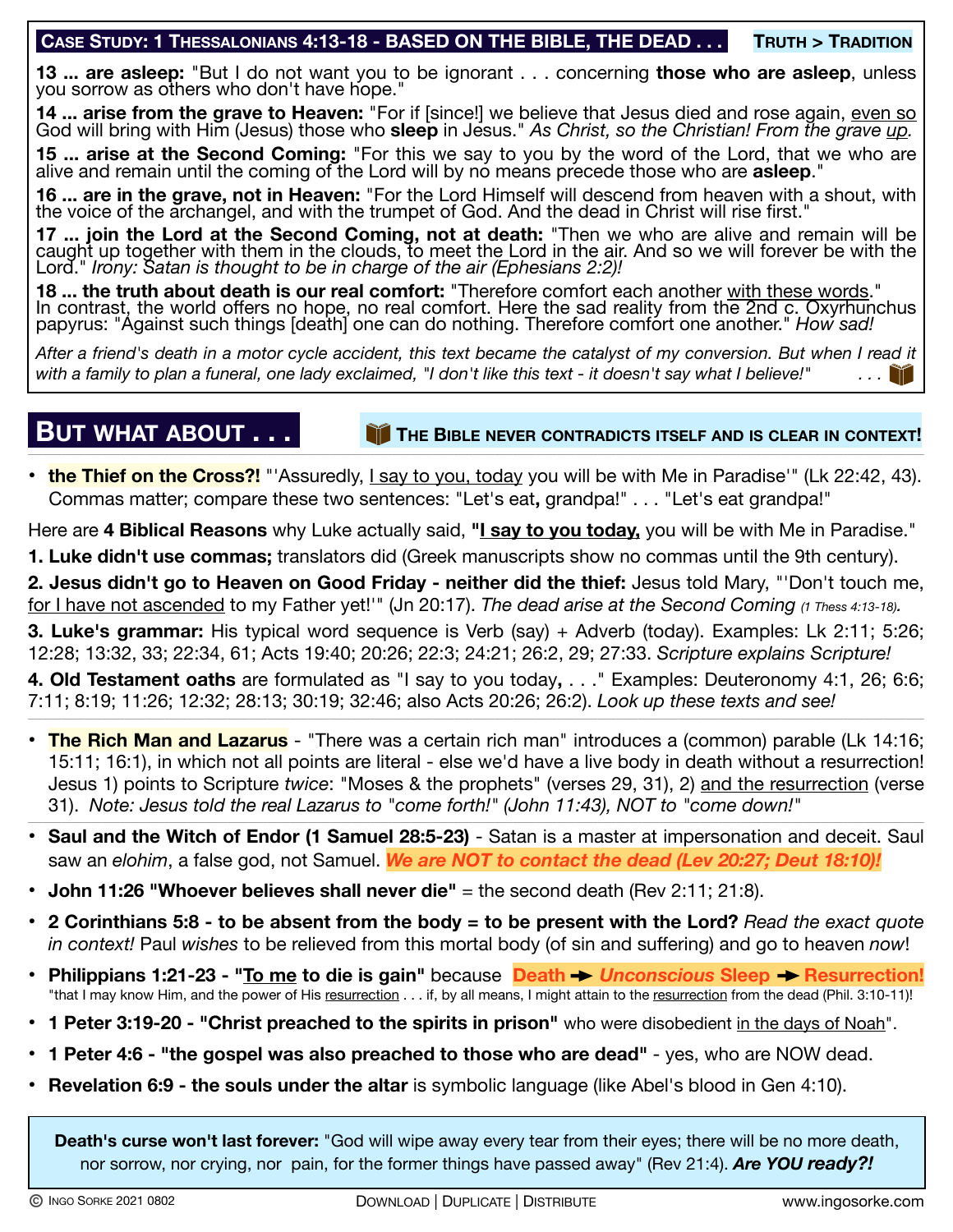## Case Study: 1 Thessalonians 4:13-18 - Based on the Bible, the dead . . .

**Truth > Tradition**

**13 ... are asleep:** "But I do not want you to be ignorant . . . concerning **those who are asleep**, unless you sorrow as others who don't have hope."

**14 ... arise from the grave to Heaven:** "For if [since!] we believe that Jesus died and rose again, <u>even so</u> God will bring with Him (Jesus) those who **sleep** in Jesus." *As Christ, so the Christian! From the grave <u>up</u>.*

**15 ... arise at the Second Coming:** "For this we say to you by the word of the Lord, that we who are alive and remain until the coming of the Lord will by no means precede those who are **asleep**."

**16 ... are in the grave, not in Heaven:** "For the Lord Himself will descend from heaven with a shout, with the voice of the archangel, and with the trumpet of God. And the dead in Christ will rise first."

**17 ... join the Lord at the Second Coming, not at death:** "Then we who are alive and remain will be caught up together with them in the clouds, to meet the Lord in the air. And so we will forever be with the Lord." *Irony: Satan is thought to be in charge of the air (Ephesians 2:2)!*

**18 ... the truth about death is our real comfort:** "Therefore comfort each another <u>with these words</u>." In contrast, the world offers no hope, no real comfort. Here the sad reality from the 2nd c. Oxyrhunchus papyrus: "Against such things [death] one can do nothing. Therefore comfort one another." *How sad!*

*After a friend's death in a motor cycle accident, this text became the catalyst of my conversion. But when I read it with a family to plan a funeral, one lady exclaimed, "I don't like this text - it doesn't say what I believe!"* . . .

## But what about . . .

**The Bible never contradicts itself and is clear in context!**

- **the Thief on the Cross?!** "'Assuredly, <u>I say to you, today</u> you will be with Me in Paradise'" (Lk 22:42, 43). Commas matter; compare these two sentences: "Let's eat**,** grandpa!" . . . "Let's eat grandpa!"

Here are **4 Biblical Reasons** why Luke actually said, **"<u>I say to you today,</u>** you will be with Me in Paradise."

**1. Luke didn't use commas;** translators did (Greek manuscripts show no commas until the 9th century).

**2. Jesus didn't go to Heaven on Good Friday - neither did the thief:** Jesus told Mary, "'Don't touch me, <u>for I have not ascended</u> to my Father yet!'" (Jn 20:17). *The dead arise at the Second Coming (1 Thess 4:13-18).*

**3. Luke's grammar:** His typical word sequence is Verb (say) + Adverb (today). Examples: Lk 2:11; 5:26; 12:28; 13:32, 33; 22:34, 61; Acts 19:40; 20:26; 22:3; 24:21; 26:2, 29; 27:33. *Scripture explains Scripture!*

**4. Old Testament oaths** are formulated as "I say to you today**,** . . ." Examples: Deuteronomy 4:1, 26; 6:6; 7:11; 8:19; 11:26; 12:32; 28:13; 30:19; 32:46; also Acts 20:26; 26:2). *Look up these texts and see!*

- **The Rich Man and Lazarus** - "There was a certain rich man" introduces a (common) parable (Lk 14:16; 15:11; 16:1), in which not all points are literal - else we'd have a live body in death without a resurrection! Jesus 1) points to Scripture *twice*: "Moses & the prophets" (verses 29, 31), 2) <u>and the resurrection</u> (verse 31). *Note: Jesus told the real Lazarus to "come forth!" (John 11:43), NOT to "come down!"*
- **Saul and the Witch of Endor (1 Samuel 28:5-23)** - Satan is a master at impersonation and deceit. Saul saw an *elohim*, a false god, not Samuel. ***We are NOT to contact the dead (Lev 20:27; Deut 18:10)!***
- **John 11:26 "Whoever believes shall never die"** = the second death (Rev 2:11; 21:8).
- **2 Corinthians 5:8 - to be absent from the body = to be present with the Lord?** *Read the exact quote in context!* Paul *wishes* to be relieved from this mortal body (of sin and suffering) and go to heaven *now*!
- **Philippians 1:21-23 - "<u>To me</u> to die is gain"** because **Death ➔ *Unconscious* Sleep ➔ Resurrection!** "that I may know Him, and the power of His <u>resurrection</u> . . . if, by all means, I might attain to the <u>resurrection</u> from the dead (Phil. 3:10-11)!
- **1 Peter 3:19-20 - "Christ preached to the spirits in prison"** who were disobedient <u>in the days of Noah</u>".
- **1 Peter 4:6 - "the gospel was also preached to those who are dead"** - yes, who are NOW dead.
- **Revelation 6:9 - the souls under the altar** is symbolic language (like Abel's blood in Gen 4:10).

**Death's curse won't last forever:** "God will wipe away every tear from their eyes; there will be no more death, nor sorrow, nor crying, nor pain, for the former things have passed away" (Rev 21:4). ***Are YOU ready?!***

© Ingo Sorke 2021 0802 Download | Duplicate | Distribute www.ingosorke.com